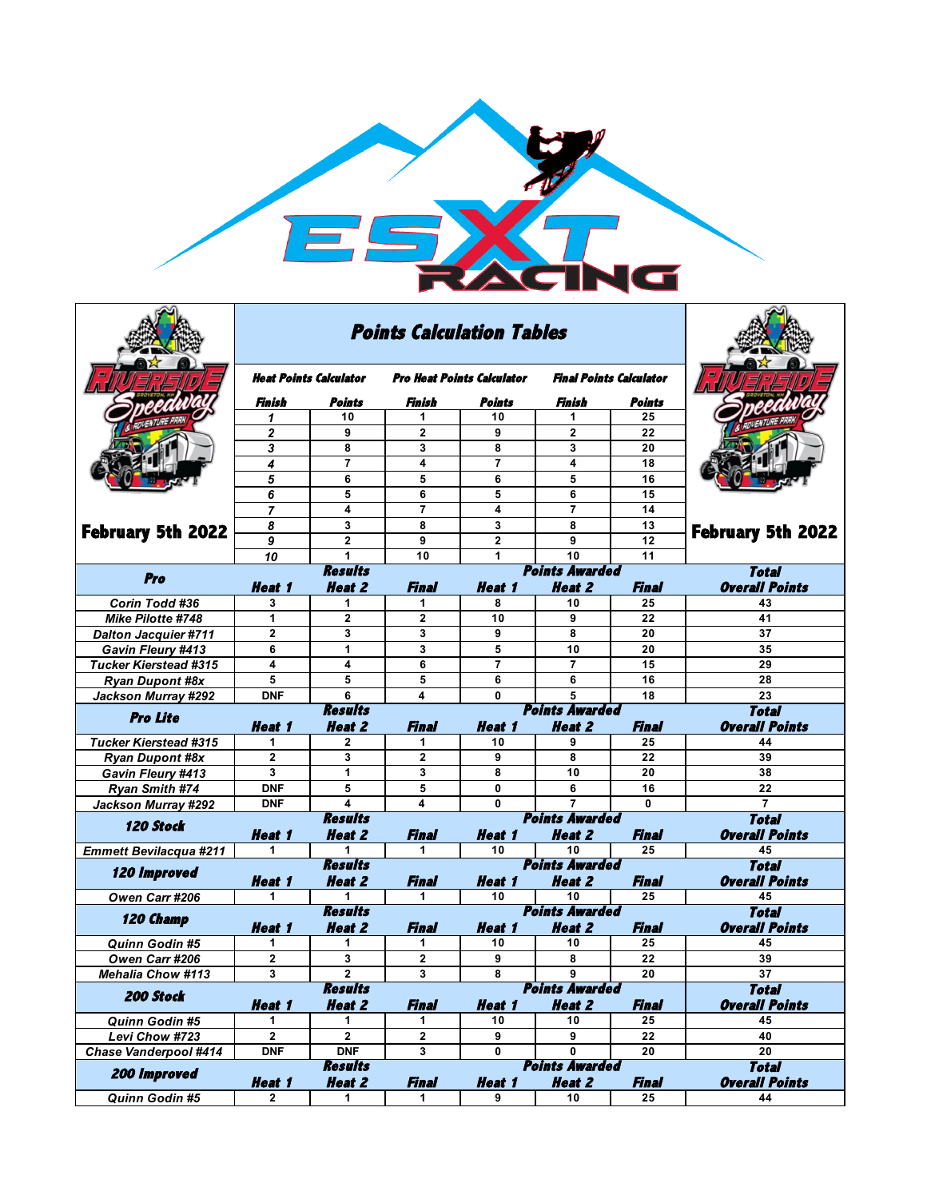ESXT RACING

## Points Calculation Tables

February 5th 2022

| Heat Points Calculator | | Pro Heat Points Calculator | | Final Points Calculator | |
|---|---|---|---|---|---|
| Finish | Points | Finish | Points | Finish | Points |
| 1 | 10 | 1 | 10 | 1 | 25 |
| 2 | 9 | 2 | 9 | 2 | 22 |
| 3 | 8 | 3 | 8 | 3 | 20 |
| 4 | 7 | 4 | 7 | 4 | 18 |
| 5 | 6 | 5 | 6 | 5 | 16 |
| 6 | 5 | 6 | 5 | 6 | 15 |
| 7 | 4 | 7 | 4 | 7 | 14 |
| 8 | 3 | 8 | 3 | 8 | 13 |
| 9 | 2 | 9 | 2 | 9 | 12 |
| 10 | 1 | 10 | 1 | 10 | 11 |

| Pro | Results | | | Points Awarded | | | Total |
|---|---|---|---|---|---|---|---|
| | Heat 1 | Heat 2 | Final | Heat 1 | Heat 2 | Final | Overall Points |
| Corin Todd #36 | 3 | 1 | 1 | 8 | 10 | 25 | 43 |
| Mike Pilotte #748 | 1 | 2 | 2 | 10 | 9 | 22 | 41 |
| Dalton Jacquier #711 | 2 | 3 | 3 | 9 | 8 | 20 | 37 |
| Gavin Fleury #413 | 6 | 1 | 3 | 5 | 10 | 20 | 35 |
| Tucker Kierstead #315 | 4 | 4 | 6 | 7 | 7 | 15 | 29 |
| Ryan Dupont #8x | 5 | 5 | 5 | 6 | 6 | 16 | 28 |
| Jackson Murray #292 | DNF | 6 | 4 | 0 | 5 | 18 | 23 |

| Pro Lite | Results | | | Points Awarded | | | Total |
|---|---|---|---|---|---|---|---|
| | Heat 1 | Heat 2 | Final | Heat 1 | Heat 2 | Final | Overall Points |
| Tucker Kierstead #315 | 1 | 2 | 1 | 10 | 9 | 25 | 44 |
| Ryan Dupont #8x | 2 | 3 | 2 | 9 | 8 | 22 | 39 |
| Gavin Fleury #413 | 3 | 1 | 3 | 8 | 10 | 20 | 38 |
| Ryan Smith #74 | DNF | 5 | 5 | 0 | 6 | 16 | 22 |
| Jackson Murray #292 | DNF | 4 | 4 | 0 | 7 | 0 | 7 |

| 120 Stock | Results | | | Points Awarded | | | Total |
|---|---|---|---|---|---|---|---|
| | Heat 1 | Heat 2 | Final | Heat 1 | Heat 2 | Final | Overall Points |
| Emmett Bevilacqua #211 | 1 | 1 | 1 | 10 | 10 | 25 | 45 |

| 120 Improved | Results | | | Points Awarded | | | Total |
|---|---|---|---|---|---|---|---|
| | Heat 1 | Heat 2 | Final | Heat 1 | Heat 2 | Final | Overall Points |
| Owen Carr #206 | 1 | 1 | 1 | 10 | 10 | 25 | 45 |

| 120 Champ | Results | | | Points Awarded | | | Total |
|---|---|---|---|---|---|---|---|
| | Heat 1 | Heat 2 | Final | Heat 1 | Heat 2 | Final | Overall Points |
| Quinn Godin #5 | 1 | 1 | 1 | 10 | 10 | 25 | 45 |
| Owen Carr #206 | 2 | 3 | 2 | 9 | 8 | 22 | 39 |
| Mehalia Chow #113 | 3 | 2 | 3 | 8 | 9 | 20 | 37 |

| 200 Stock | Results | | | Points Awarded | | | Total |
|---|---|---|---|---|---|---|---|
| | Heat 1 | Heat 2 | Final | Heat 1 | Heat 2 | Final | Overall Points |
| Quinn Godin #5 | 1 | 1 | 1 | 10 | 10 | 25 | 45 |
| Levi Chow #723 | 2 | 2 | 2 | 9 | 9 | 22 | 40 |
| Chase Vanderpool #414 | DNF | DNF | 3 | 0 | 0 | 20 | 20 |

| 200 Improved | Results | | | Points Awarded | | | Total |
|---|---|---|---|---|---|---|---|
| | Heat 1 | Heat 2 | Final | Heat 1 | Heat 2 | Final | Overall Points |
| Quinn Godin #5 | 2 | 1 | 1 | 9 | 10 | 25 | 44 |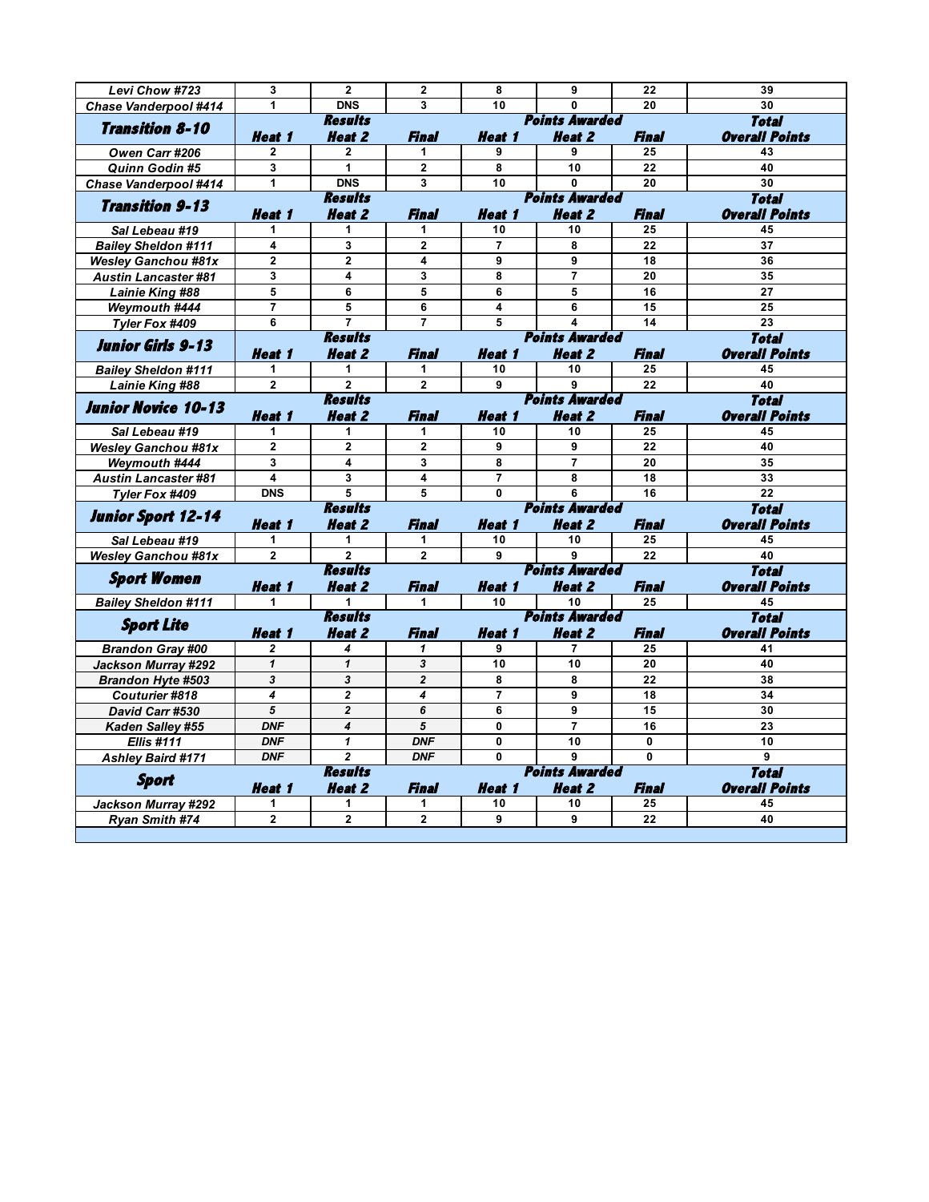| | | | | | | | |
|---|---|---|---|---|---|---|---|
| Levi Chow #723 | 3 | 2 | 2 | 8 | 9 | 22 | 39 |
| Chase Vanderpool #414 | 1 | DNS | 3 | 10 | 0 | 20 | 30 |

| Transition 8-10 | Results | | | Points Awarded | | | Total |
|---|---|---|---|---|---|---|---|
| | Heat 1 | Heat 2 | Final | Heat 1 | Heat 2 | Final | Overall Points |
| Owen Carr #206 | 2 | 2 | 1 | 9 | 9 | 25 | 43 |
| Quinn Godin #5 | 3 | 1 | 2 | 8 | 10 | 22 | 40 |
| Chase Vanderpool #414 | 1 | DNS | 3 | 10 | 0 | 20 | 30 |

| Transition 9-13 | Results | | | Points Awarded | | | Total |
|---|---|---|---|---|---|---|---|
| | Heat 1 | Heat 2 | Final | Heat 1 | Heat 2 | Final | Overall Points |
| Sal Lebeau #19 | 1 | 1 | 1 | 10 | 10 | 25 | 45 |
| Bailey Sheldon #111 | 4 | 3 | 2 | 7 | 8 | 22 | 37 |
| Wesley Ganchou #81x | 2 | 2 | 4 | 9 | 9 | 18 | 36 |
| Austin Lancaster #81 | 3 | 4 | 3 | 8 | 7 | 20 | 35 |
| Lainie King #88 | 5 | 6 | 5 | 6 | 5 | 16 | 27 |
| Weymouth #444 | 7 | 5 | 6 | 4 | 6 | 15 | 25 |
| Tyler Fox #409 | 6 | 7 | 7 | 5 | 4 | 14 | 23 |

| Junior Girls 9-13 | Results | | | Points Awarded | | | Total |
|---|---|---|---|---|---|---|---|
| | Heat 1 | Heat 2 | Final | Heat 1 | Heat 2 | Final | Overall Points |
| Bailey Sheldon #111 | 1 | 1 | 1 | 10 | 10 | 25 | 45 |
| Lainie King #88 | 2 | 2 | 2 | 9 | 9 | 22 | 40 |

| Junior Novice 10-13 | Results | | | Points Awarded | | | Total |
|---|---|---|---|---|---|---|---|
| | Heat 1 | Heat 2 | Final | Heat 1 | Heat 2 | Final | Overall Points |
| Sal Lebeau #19 | 1 | 1 | 1 | 10 | 10 | 25 | 45 |
| Wesley Ganchou #81x | 2 | 2 | 2 | 9 | 9 | 22 | 40 |
| Weymouth #444 | 3 | 4 | 3 | 8 | 7 | 20 | 35 |
| Austin Lancaster #81 | 4 | 3 | 4 | 7 | 8 | 18 | 33 |
| Tyler Fox #409 | DNS | 5 | 5 | 0 | 6 | 16 | 22 |

| Junior Sport 12-14 | Results | | | Points Awarded | | | Total |
|---|---|---|---|---|---|---|---|
| | Heat 1 | Heat 2 | Final | Heat 1 | Heat 2 | Final | Overall Points |
| Sal Lebeau #19 | 1 | 1 | 1 | 10 | 10 | 25 | 45 |
| Wesley Ganchou #81x | 2 | 2 | 2 | 9 | 9 | 22 | 40 |

| Sport Women | Results | | | Points Awarded | | | Total |
|---|---|---|---|---|---|---|---|
| | Heat 1 | Heat 2 | Final | Heat 1 | Heat 2 | Final | Overall Points |
| Bailey Sheldon #111 | 1 | 1 | 1 | 10 | 10 | 25 | 45 |

| Sport Lite | Results | | | Points Awarded | | | Total |
|---|---|---|---|---|---|---|---|
| | Heat 1 | Heat 2 | Final | Heat 1 | Heat 2 | Final | Overall Points |
| Brandon Gray #00 | 2 | 4 | 1 | 9 | 7 | 25 | 41 |
| Jackson Murray #292 | 1 | 1 | 3 | 10 | 10 | 20 | 40 |
| Brandon Hyte #503 | 3 | 3 | 2 | 8 | 8 | 22 | 38 |
| Couturier #818 | 4 | 2 | 4 | 7 | 9 | 18 | 34 |
| David Carr #530 | 5 | 2 | 6 | 6 | 9 | 15 | 30 |
| Kaden Salley #55 | DNF | 4 | 5 | 0 | 7 | 16 | 23 |
| Ellis #111 | DNF | 1 | DNF | 0 | 10 | 0 | 10 |
| Ashley Baird #171 | DNF | 2 | DNF | 0 | 9 | 0 | 9 |

| Sport | Results | | | Points Awarded | | | Total |
|---|---|---|---|---|---|---|---|
| | Heat 1 | Heat 2 | Final | Heat 1 | Heat 2 | Final | Overall Points |
| Jackson Murray #292 | 1 | 1 | 1 | 10 | 10 | 25 | 45 |
| Ryan Smith #74 | 2 | 2 | 2 | 9 | 9 | 22 | 40 |